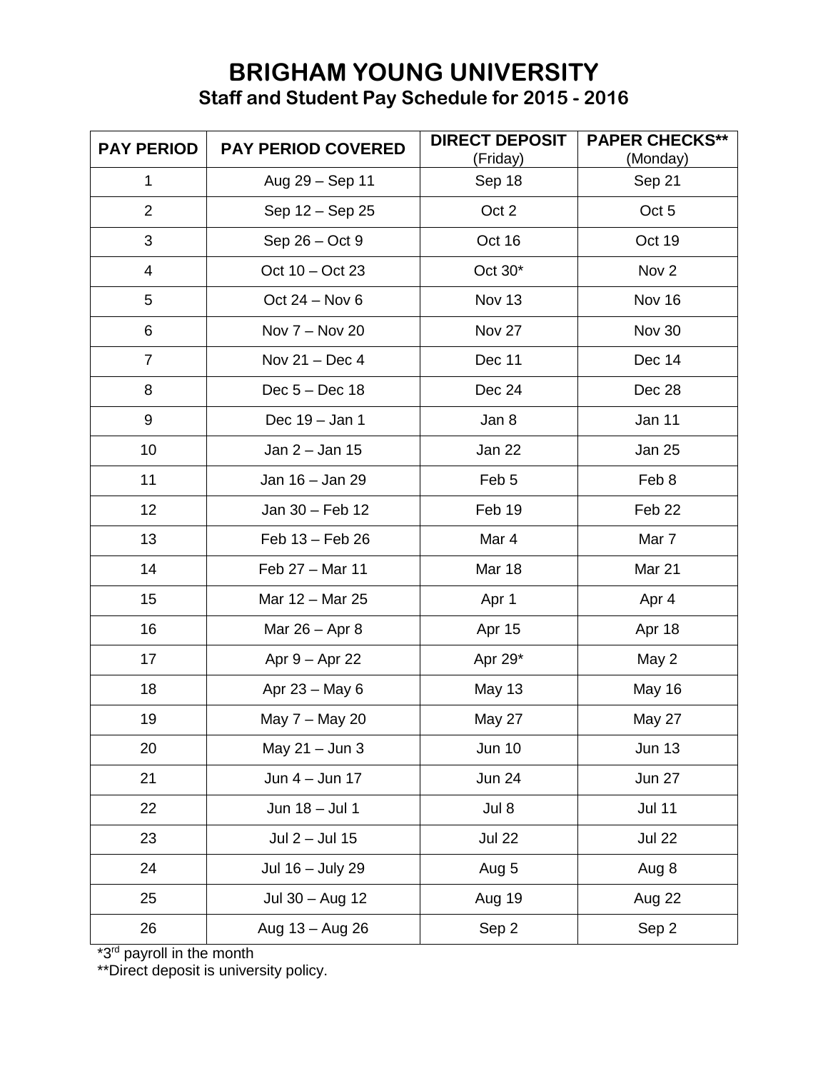# BRIGHAM YOUNG UNIVERSITY

## Staff and Student Pay Schedule for 2015 - 2016

| PAY PERIOD | PAY PERIOD COVERED | DIRECT DEPOSIT (Friday) | PAPER CHECKS** (Monday) |
|---|---|---|---|
| 1 | Aug 29 – Sep 11 | Sep 18 | Sep 21 |
| 2 | Sep 12 – Sep 25 | Oct 2 | Oct 5 |
| 3 | Sep 26 – Oct 9 | Oct 16 | Oct 19 |
| 4 | Oct 10 – Oct 23 | Oct 30* | Nov 2 |
| 5 | Oct 24 – Nov 6 | Nov 13 | Nov 16 |
| 6 | Nov 7 – Nov 20 | Nov 27 | Nov 30 |
| 7 | Nov 21 – Dec 4 | Dec 11 | Dec 14 |
| 8 | Dec 5 – Dec 18 | Dec 24 | Dec 28 |
| 9 | Dec 19 – Jan 1 | Jan 8 | Jan 11 |
| 10 | Jan 2 – Jan 15 | Jan 22 | Jan 25 |
| 11 | Jan 16 – Jan 29 | Feb 5 | Feb 8 |
| 12 | Jan 30 – Feb 12 | Feb 19 | Feb 22 |
| 13 | Feb 13 – Feb 26 | Mar 4 | Mar 7 |
| 14 | Feb 27 – Mar 11 | Mar 18 | Mar 21 |
| 15 | Mar 12 – Mar 25 | Apr 1 | Apr 4 |
| 16 | Mar 26 – Apr 8 | Apr 15 | Apr 18 |
| 17 | Apr 9 – Apr 22 | Apr 29* | May 2 |
| 18 | Apr 23 – May 6 | May 13 | May 16 |
| 19 | May 7 – May 20 | May 27 | May 27 |
| 20 | May 21 – Jun 3 | Jun 10 | Jun 13 |
| 21 | Jun 4 – Jun 17 | Jun 24 | Jun 27 |
| 22 | Jun 18 – Jul 1 | Jul 8 | Jul 11 |
| 23 | Jul 2 – Jul 15 | Jul 22 | Jul 22 |
| 24 | Jul 16 – July 29 | Aug 5 | Aug 8 |
| 25 | Jul 30 – Aug 12 | Aug 19 | Aug 22 |
| 26 | Aug 13 – Aug 26 | Sep 2 | Sep 2 |

*3rd payroll in the month

**Direct deposit is university policy.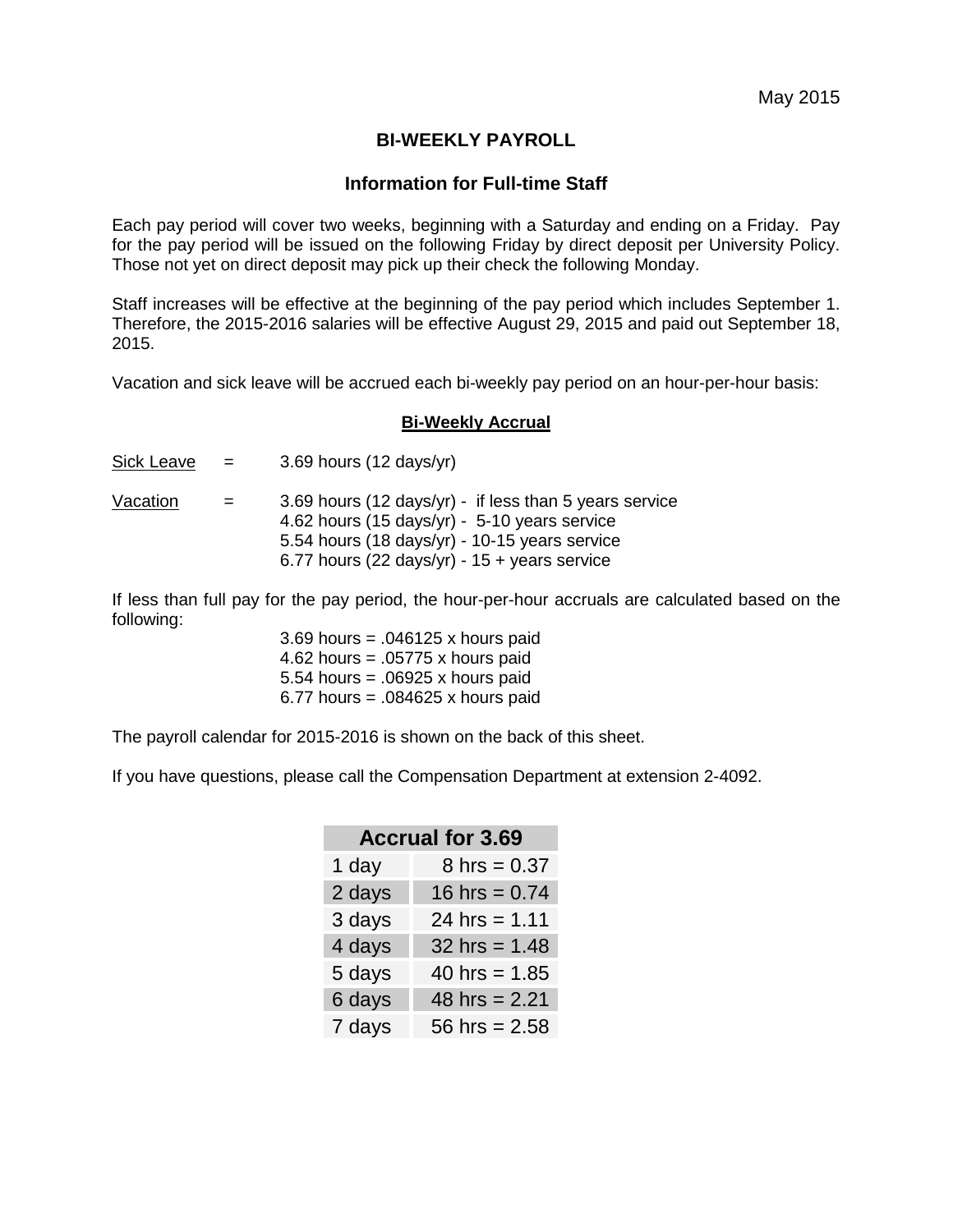May 2015

## BI-WEEKLY PAYROLL

### Information for Full-time Staff

Each pay period will cover two weeks, beginning with a Saturday and ending on a Friday. Pay for the pay period will be issued on the following Friday by direct deposit per University Policy. Those not yet on direct deposit may pick up their check the following Monday.

Staff increases will be effective at the beginning of the pay period which includes September 1. Therefore, the 2015-2016 salaries will be effective August 29, 2015 and paid out September 18, 2015.

Vacation and sick leave will be accrued each bi-weekly pay period on an hour-per-hour basis:

**Bi-Weekly Accrual**

Sick Leave = 3.69 hours (12 days/yr)

Vacation = 3.69 hours (12 days/yr) - if less than 5 years service
4.62 hours (15 days/yr) - 5-10 years service
5.54 hours (18 days/yr) - 10-15 years service
6.77 hours (22 days/yr) - 15 + years service

If less than full pay for the pay period, the hour-per-hour accruals are calculated based on the following:

3.69 hours = .046125 x hours paid
4.62 hours = .05775 x hours paid
5.54 hours = .06925 x hours paid
6.77 hours = .084625 x hours paid

The payroll calendar for 2015-2016 is shown on the back of this sheet.

If you have questions, please call the Compensation Department at extension 2-4092.

| Accrual for 3.69 | |
|---|---|
| 1 day | 8 hrs = 0.37 |
| 2 days | 16 hrs = 0.74 |
| 3 days | 24 hrs = 1.11 |
| 4 days | 32 hrs = 1.48 |
| 5 days | 40 hrs = 1.85 |
| 6 days | 48 hrs = 2.21 |
| 7 days | 56 hrs = 2.58 |